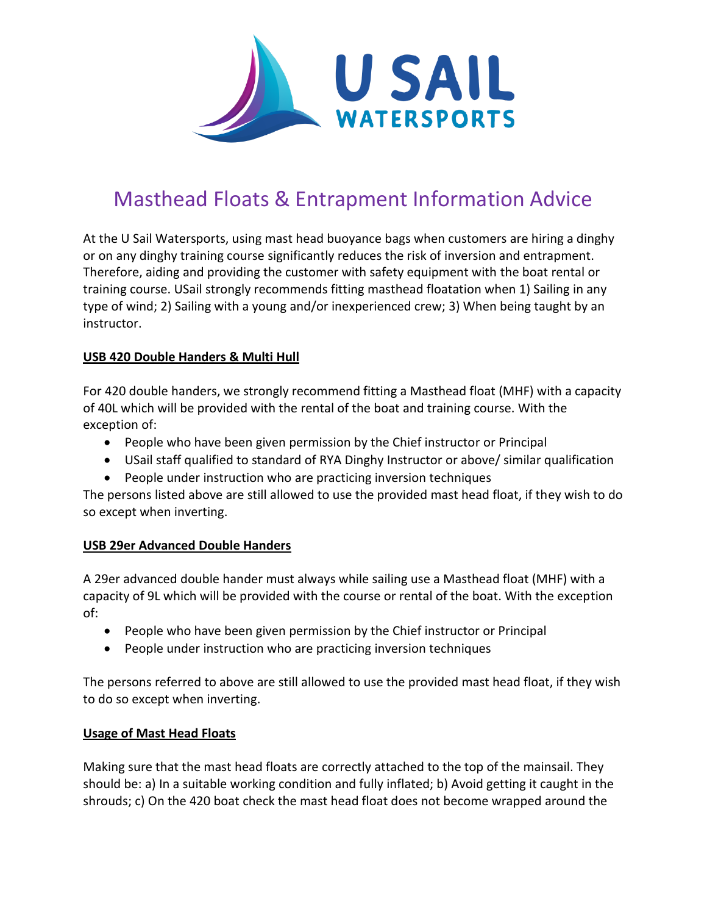# Masthead Floats & Entrapment Information Advice

At the U Sail Watersports, using mast head buoyance bags when customers are hiring a dinghy or on any dinghy training course significantly reduces the risk of inversion and entrapment. Therefore, aiding and providing the customer with safety equipment with the boat rental or training course. USail strongly recommends fitting masthead floatation when 1) Sailing in any type of wind; 2) Sailing with a young and/or inexperienced crew; 3) When being taught by an instructor.

## USB 420 Double Handers & Multi Hull

For 420 double handers, we strongly recommend fitting a Masthead float (MHF) with a capacity of 40L which will be provided with the rental of the boat and training course. With the exception of:

- People who have been given permission by the Chief instructor or Principal
- USail staff qualified to standard of RYA Dinghy Instructor or above/ similar qualification
- People under instruction who are practicing inversion techniques

The persons listed above are still allowed to use the provided mast head float, if they wish to do so except when inverting.

## USB 29er Advanced Double Handers

A 29er advanced double hander must always while sailing use a Masthead float (MHF) with a capacity of 9L which will be provided with the course or rental of the boat. With the exception of:

- People who have been given permission by the Chief instructor or Principal
- People under instruction who are practicing inversion techniques

The persons referred to above are still allowed to use the provided mast head float, if they wish to do so except when inverting.

## Usage of Mast Head Floats

Making sure that the mast head floats are correctly attached to the top of the mainsail. They should be: a) In a suitable working condition and fully inflated; b) Avoid getting it caught in the shrouds; c) On the 420 boat check the mast head float does not become wrapped around the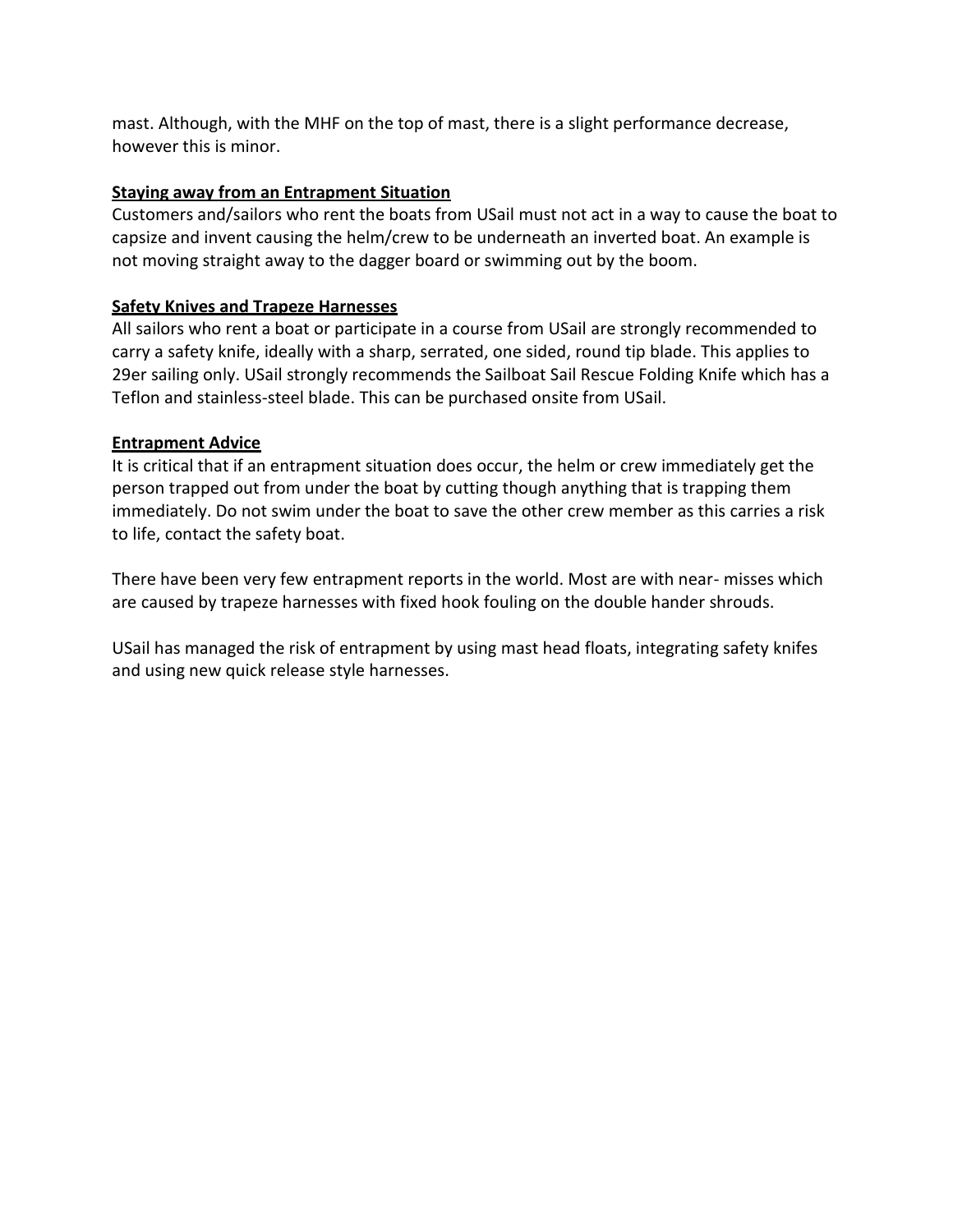mast. Although, with the MHF on the top of mast, there is a slight performance decrease, however this is minor.

**Staying away from an Entrapment Situation**

Customers and/sailors who rent the boats from USail must not act in a way to cause the boat to capsize and invent causing the helm/crew to be underneath an inverted boat. An example is not moving straight away to the dagger board or swimming out by the boom.

**Safety Knives and Trapeze Harnesses**

All sailors who rent a boat or participate in a course from USail are strongly recommended to carry a safety knife, ideally with a sharp, serrated, one sided, round tip blade. This applies to 29er sailing only. USail strongly recommends the Sailboat Sail Rescue Folding Knife which has a Teflon and stainless-steel blade. This can be purchased onsite from USail.

**Entrapment Advice**

It is critical that if an entrapment situation does occur, the helm or crew immediately get the person trapped out from under the boat by cutting though anything that is trapping them immediately. Do not swim under the boat to save the other crew member as this carries a risk to life, contact the safety boat.

There have been very few entrapment reports in the world. Most are with near- misses which are caused by trapeze harnesses with fixed hook fouling on the double hander shrouds.

USail has managed the risk of entrapment by using mast head floats, integrating safety knifes and using new quick release style harnesses.